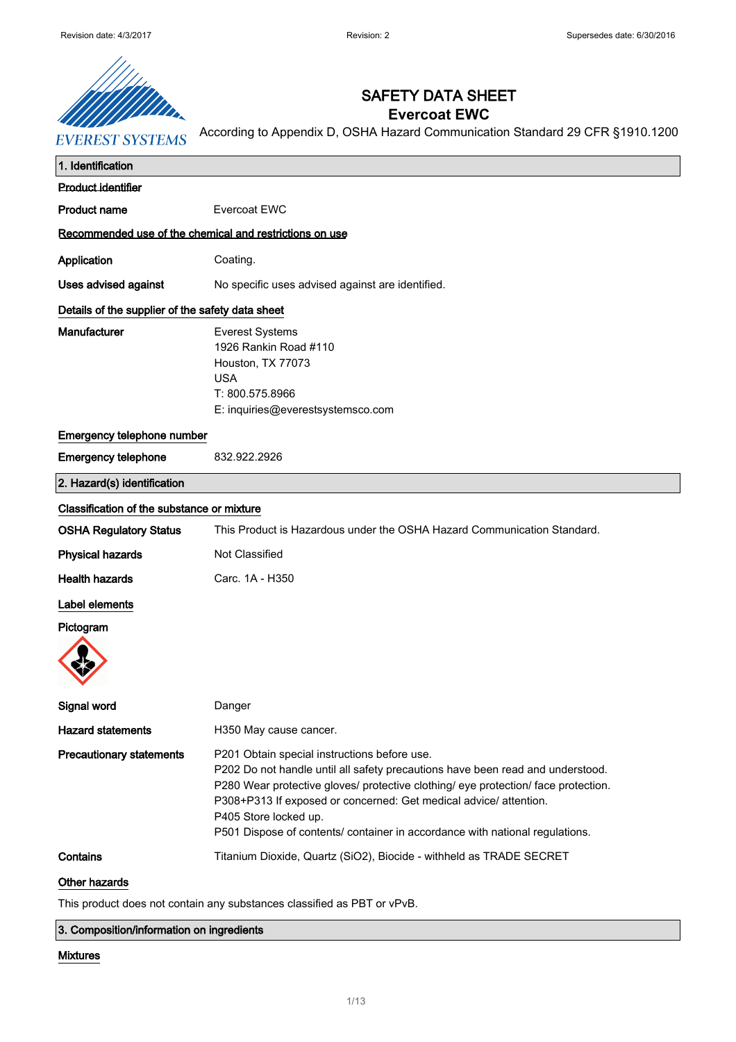Revision date: 4/3/2017 | Revision: 2 | Supersedes date: 6/30/2016

# SAFETY DATA SHEET
## Evercoat EWC

According to Appendix D, OSHA Hazard Communication Standard 29 CFR §1910.1200

EVEREST SYSTEMS

## 1. Identification

**Product identifier**

**Product name** Evercoat EWC

**Recommended use of the chemical and restrictions on use**

**Application** Coating.

**Uses advised against** No specific uses advised against are identified.

**Details of the supplier of the safety data sheet**

**Manufacturer**
Everest Systems
1926 Rankin Road #110
Houston, TX 77073
USA
T: 800.575.8966
E: inquiries@everestsystemsco.com

**Emergency telephone number**

**Emergency telephone** 832.922.2926

## 2. Hazard(s) identification

**Classification of the substance or mixture**

**OSHA Regulatory Status** This Product is Hazardous under the OSHA Hazard Communication Standard.

**Physical hazards** Not Classified

**Health hazards** Carc. 1A - H350

**Label elements**

**Pictogram**

**Signal word** Danger

**Hazard statements** H350 May cause cancer.

**Precautionary statements**
P201 Obtain special instructions before use.
P202 Do not handle until all safety precautions have been read and understood.
P280 Wear protective gloves/ protective clothing/ eye protection/ face protection.
P308+P313 If exposed or concerned: Get medical advice/ attention.
P405 Store locked up.
P501 Dispose of contents/ container in accordance with national regulations.

**Contains** Titanium Dioxide, Quartz ($SiO_2$), Biocide - withheld as TRADE SECRET

**Other hazards**

This product does not contain any substances classified as PBT or vPvB.

## 3. Composition/information on ingredients

**Mixtures**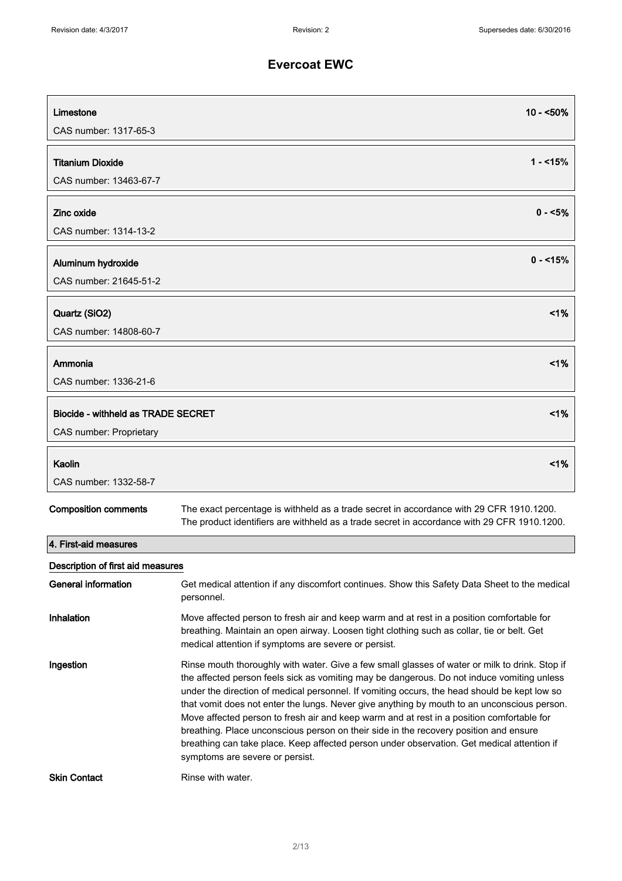# Evercoat EWC

| Component | Concentration |
|---|---|
| **Limestone**<br>CAS number: 1317-65-3 | **10 - <50%** |
| **Titanium Dioxide**<br>CAS number: 13463-67-7 | **1 - <15%** |
| **Zinc oxide**<br>CAS number: 1314-13-2 | **0 - <5%** |
| **Aluminum hydroxide**<br>CAS number: 21645-51-2 | **0 - <15%** |
| **Quartz (SiO2)**<br>CAS number: 14808-60-7 | **<1%** |
| **Ammonia**<br>CAS number: 1336-21-6 | **<1%** |
| **Biocide - withheld as TRADE SECRET**<br>CAS number: Proprietary | **<1%** |
| **Kaolin**<br>CAS number: 1332-58-7 | **<1%** |

**Composition comments** The exact percentage is withheld as a trade secret in accordance with 29 CFR 1910.1200. The product identifiers are withheld as a trade secret in accordance with 29 CFR 1910.1200.

## 4. First-aid measures

### Description of first aid measures

**General information** Get medical attention if any discomfort continues. Show this Safety Data Sheet to the medical personnel.

**Inhalation** Move affected person to fresh air and keep warm and at rest in a position comfortable for breathing. Maintain an open airway. Loosen tight clothing such as collar, tie or belt. Get medical attention if symptoms are severe or persist.

**Ingestion** Rinse mouth thoroughly with water. Give a few small glasses of water or milk to drink. Stop if the affected person feels sick as vomiting may be dangerous. Do not induce vomiting unless under the direction of medical personnel. If vomiting occurs, the head should be kept low so that vomit does not enter the lungs. Never give anything by mouth to an unconscious person. Move affected person to fresh air and keep warm and at rest in a position comfortable for breathing. Place unconscious person on their side in the recovery position and ensure breathing can take place. Keep affected person under observation. Get medical attention if symptoms are severe or persist.

**Skin Contact** Rinse with water.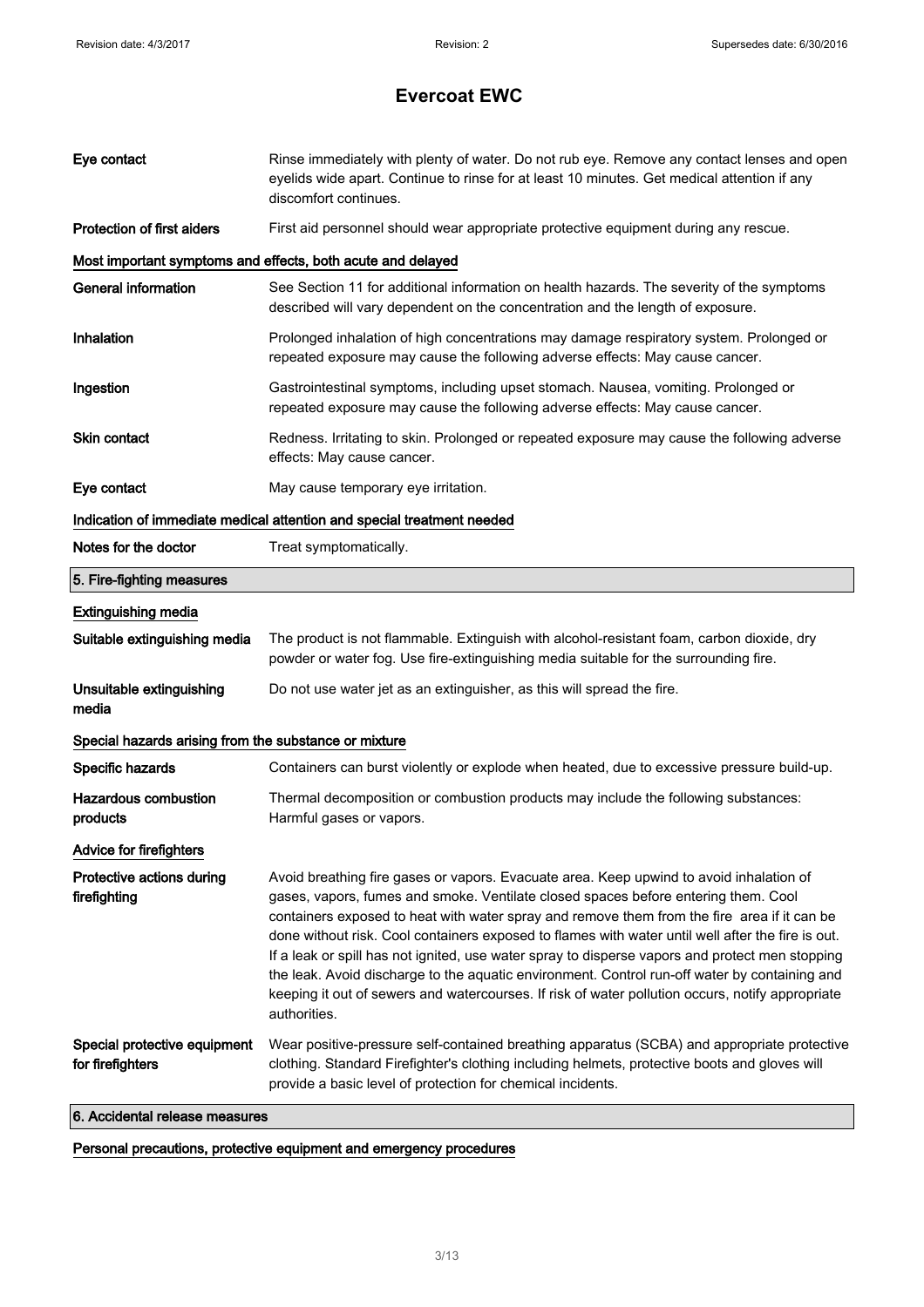# Evercoat EWC

| | |
|---|---|
| **Eye contact** | Rinse immediately with plenty of water. Do not rub eye. Remove any contact lenses and open eyelids wide apart. Continue to rinse for at least 10 minutes. Get medical attention if any discomfort continues. |
| **Protection of first aiders** | First aid personnel should wear appropriate protective equipment during any rescue. |

### Most important symptoms and effects, both acute and delayed

| | |
|---|---|
| **General information** | See Section 11 for additional information on health hazards. The severity of the symptoms described will vary dependent on the concentration and the length of exposure. |
| **Inhalation** | Prolonged inhalation of high concentrations may damage respiratory system. Prolonged or repeated exposure may cause the following adverse effects: May cause cancer. |
| **Ingestion** | Gastrointestinal symptoms, including upset stomach. Nausea, vomiting. Prolonged or repeated exposure may cause the following adverse effects: May cause cancer. |
| **Skin contact** | Redness. Irritating to skin. Prolonged or repeated exposure may cause the following adverse effects: May cause cancer. |
| **Eye contact** | May cause temporary eye irritation. |

### Indication of immediate medical attention and special treatment needed

| | |
|---|---|
| **Notes for the doctor** | Treat symptomatically. |

## 5. Fire-fighting measures

### Extinguishing media

| | |
|---|---|
| **Suitable extinguishing media** | The product is not flammable. Extinguish with alcohol-resistant foam, carbon dioxide, dry powder or water fog. Use fire-extinguishing media suitable for the surrounding fire. |
| **Unsuitable extinguishing media** | Do not use water jet as an extinguisher, as this will spread the fire. |

### Special hazards arising from the substance or mixture

| | |
|---|---|
| **Specific hazards** | Containers can burst violently or explode when heated, due to excessive pressure build-up. |
| **Hazardous combustion products** | Thermal decomposition or combustion products may include the following substances: Harmful gases or vapors. |

### Advice for firefighters

| | |
|---|---|
| **Protective actions during firefighting** | Avoid breathing fire gases or vapors. Evacuate area. Keep upwind to avoid inhalation of gases, vapors, fumes and smoke. Ventilate closed spaces before entering them. Cool containers exposed to heat with water spray and remove them from the fire area if it can be done without risk. Cool containers exposed to flames with water until well after the fire is out. If a leak or spill has not ignited, use water spray to disperse vapors and protect men stopping the leak. Avoid discharge to the aquatic environment. Control run-off water by containing and keeping it out of sewers and watercourses. If risk of water pollution occurs, notify appropriate authorities. |
| **Special protective equipment for firefighters** | Wear positive-pressure self-contained breathing apparatus (SCBA) and appropriate protective clothing. Standard Firefighter's clothing including helmets, protective boots and gloves will provide a basic level of protection for chemical incidents. |

## 6. Accidental release measures

### Personal precautions, protective equipment and emergency procedures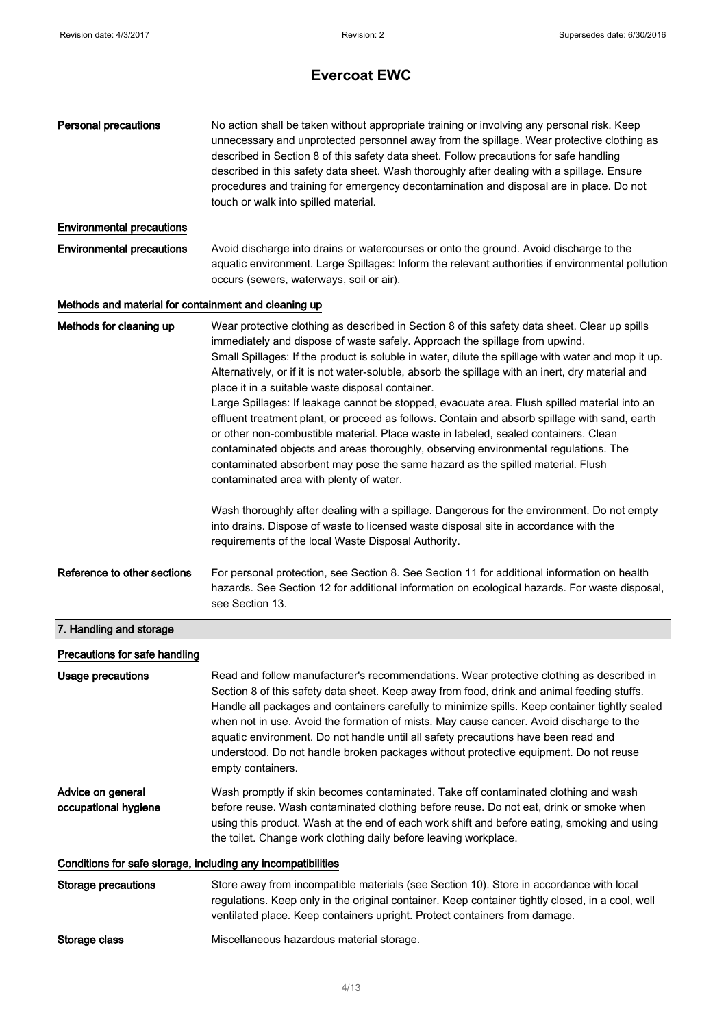| | |
|---|---|
| **Personal precautions** | No action shall be taken without appropriate training or involving any personal risk. Keep unnecessary and unprotected personnel away from the spillage. Wear protective clothing as described in Section 8 of this safety data sheet. Follow precautions for safe handling described in this safety data sheet. Wash thoroughly after dealing with a spillage. Ensure procedures and training for emergency decontamination and disposal are in place. Do not touch or walk into spilled material. |

### Environmental precautions

| | |
|---|---|
| **Environmental precautions** | Avoid discharge into drains or watercourses or onto the ground. Avoid discharge to the aquatic environment. Large Spillages: Inform the relevant authorities if environmental pollution occurs (sewers, waterways, soil or air). |

### Methods and material for containment and cleaning up

| | |
|---|---|
| **Methods for cleaning up** | Wear protective clothing as described in Section 8 of this safety data sheet. Clear up spills immediately and dispose of waste safely. Approach the spillage from upwind. Small Spillages: If the product is soluble in water, dilute the spillage with water and mop it up. Alternatively, or if it is not water-soluble, absorb the spillage with an inert, dry material and place it in a suitable waste disposal container. Large Spillages: If leakage cannot be stopped, evacuate area. Flush spilled material into an effluent treatment plant, or proceed as follows. Contain and absorb spillage with sand, earth or other non-combustible material. Place waste in labeled, sealed containers. Clean contaminated objects and areas thoroughly, observing environmental regulations. The contaminated absorbent may pose the same hazard as the spilled material. Flush contaminated area with plenty of water.<br><br>Wash thoroughly after dealing with a spillage. Dangerous for the environment. Do not empty into drains. Dispose of waste to licensed waste disposal site in accordance with the requirements of the local Waste Disposal Authority. |
| **Reference to other sections** | For personal protection, see Section 8. See Section 11 for additional information on health hazards. See Section 12 for additional information on ecological hazards. For waste disposal, see Section 13. |

## 7. Handling and storage

### Precautions for safe handling

| | |
|---|---|
| **Usage precautions** | Read and follow manufacturer's recommendations. Wear protective clothing as described in Section 8 of this safety data sheet. Keep away from food, drink and animal feeding stuffs. Handle all packages and containers carefully to minimize spills. Keep container tightly sealed when not in use. Avoid the formation of mists. May cause cancer. Avoid discharge to the aquatic environment. Do not handle until all safety precautions have been read and understood. Do not handle broken packages without protective equipment. Do not reuse empty containers. |
| **Advice on general occupational hygiene** | Wash promptly if skin becomes contaminated. Take off contaminated clothing and wash before reuse. Wash contaminated clothing before reuse. Do not eat, drink or smoke when using this product. Wash at the end of each work shift and before eating, smoking and using the toilet. Change work clothing daily before leaving workplace. |

### Conditions for safe storage, including any incompatibilities

| | |
|---|---|
| **Storage precautions** | Store away from incompatible materials (see Section 10). Store in accordance with local regulations. Keep only in the original container. Keep container tightly closed, in a cool, well ventilated place. Keep containers upright. Protect containers from damage. |
| **Storage class** | Miscellaneous hazardous material storage. |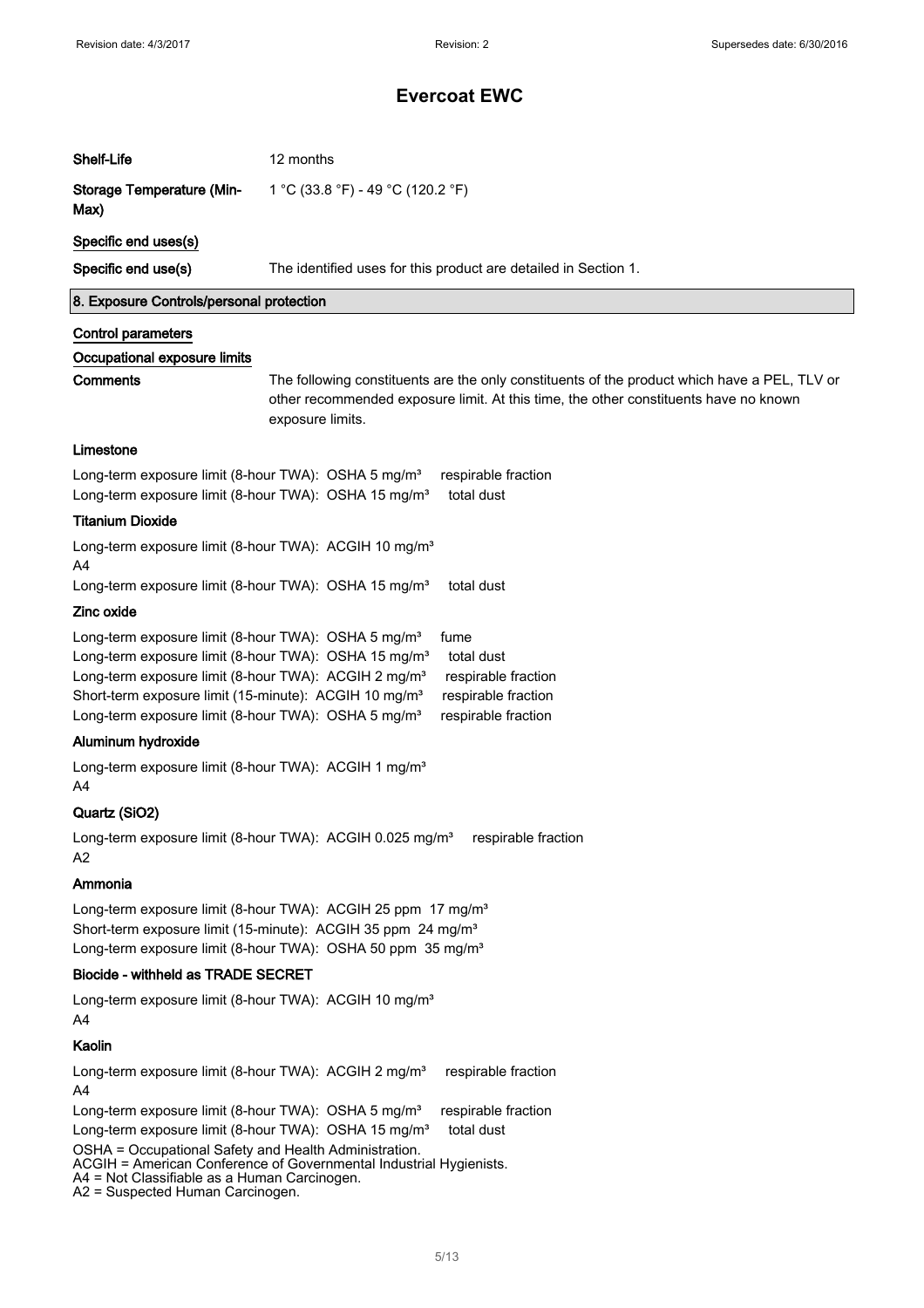# Evercoat EWC

**Shelf-Life** 12 months

**Storage Temperature (Min-Max)** 1 °C (33.8 °F) - 49 °C (120.2 °F)

**Specific end uses(s)**

**Specific end use(s)** The identified uses for this product are detailed in Section 1.

## 8. Exposure Controls/personal protection

**Control parameters**

**Occupational exposure limits**

**Comments** The following constituents are the only constituents of the product which have a PEL, TLV or other recommended exposure limit. At this time, the other constituents have no known exposure limits.

### Limestone

Long-term exposure limit (8-hour TWA): OSHA 5 mg/m³ respirable fraction
Long-term exposure limit (8-hour TWA): OSHA 15 mg/m³ total dust

### Titanium Dioxide

Long-term exposure limit (8-hour TWA): ACGIH 10 mg/m³
A4
Long-term exposure limit (8-hour TWA): OSHA 15 mg/m³ total dust

### Zinc oxide

Long-term exposure limit (8-hour TWA): OSHA 5 mg/m³ fume
Long-term exposure limit (8-hour TWA): OSHA 15 mg/m³ total dust
Long-term exposure limit (8-hour TWA): ACGIH 2 mg/m³ respirable fraction
Short-term exposure limit (15-minute): ACGIH 10 mg/m³ respirable fraction
Long-term exposure limit (8-hour TWA): OSHA 5 mg/m³ respirable fraction

### Aluminum hydroxide

Long-term exposure limit (8-hour TWA): ACGIH 1 mg/m³
A4

### Quartz ($SiO_2$)

Long-term exposure limit (8-hour TWA): ACGIH 0.025 mg/m³ respirable fraction
A2

### Ammonia

Long-term exposure limit (8-hour TWA): ACGIH 25 ppm 17 mg/m³
Short-term exposure limit (15-minute): ACGIH 35 ppm 24 mg/m³
Long-term exposure limit (8-hour TWA): OSHA 50 ppm 35 mg/m³

### Biocide - withheld as TRADE SECRET

Long-term exposure limit (8-hour TWA): ACGIH 10 mg/m³
A4

### Kaolin

Long-term exposure limit (8-hour TWA): ACGIH 2 mg/m³ respirable fraction
A4
Long-term exposure limit (8-hour TWA): OSHA 5 mg/m³ respirable fraction
Long-term exposure limit (8-hour TWA): OSHA 15 mg/m³ total dust

OSHA = Occupational Safety and Health Administration.
ACGIH = American Conference of Governmental Industrial Hygienists.
A4 = Not Classifiable as a Human Carcinogen.
A2 = Suspected Human Carcinogen.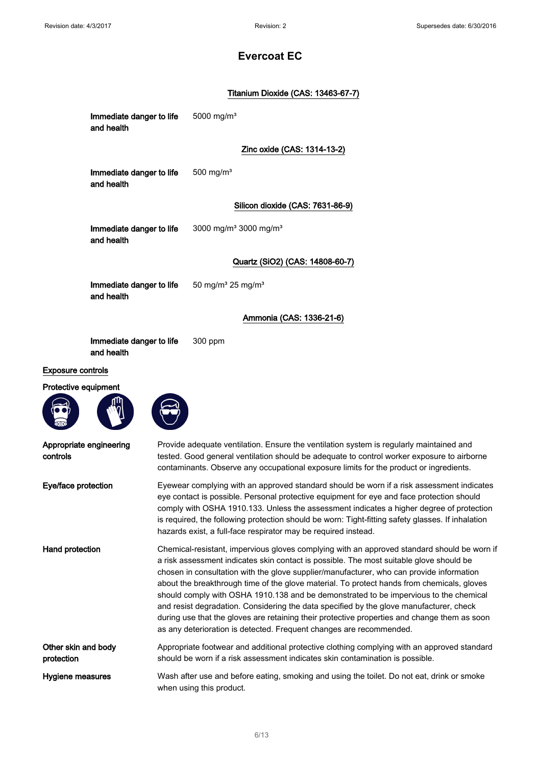### Titanium Dioxide (CAS: 13463-67-7)

**Immediate danger to life and health** 5000 mg/m³

### Zinc oxide (CAS: 1314-13-2)

**Immediate danger to life and health** 500 mg/m³

### Silicon dioxide (CAS: 7631-86-9)

**Immediate danger to life and health** 3000 mg/m³ 3000 mg/m³

### Quartz (SiO2) (CAS: 14808-60-7)

**Immediate danger to life and health** 50 mg/m³ 25 mg/m³

### Ammonia (CAS: 1336-21-6)

**Immediate danger to life and health** 300 ppm

## Exposure controls

### Protective equipment

**Appropriate engineering controls**

Provide adequate ventilation. Ensure the ventilation system is regularly maintained and tested. Good general ventilation should be adequate to control worker exposure to airborne contaminants. Observe any occupational exposure limits for the product or ingredients.

**Eye/face protection**

Eyewear complying with an approved standard should be worn if a risk assessment indicates eye contact is possible. Personal protective equipment for eye and face protection should comply with OSHA 1910.133. Unless the assessment indicates a higher degree of protection is required, the following protection should be worn: Tight-fitting safety glasses. If inhalation hazards exist, a full-face respirator may be required instead.

**Hand protection**

Chemical-resistant, impervious gloves complying with an approved standard should be worn if a risk assessment indicates skin contact is possible. The most suitable glove should be chosen in consultation with the glove supplier/manufacturer, who can provide information about the breakthrough time of the glove material. To protect hands from chemicals, gloves should comply with OSHA 1910.138 and be demonstrated to be impervious to the chemical and resist degradation. Considering the data specified by the glove manufacturer, check during use that the gloves are retaining their protective properties and change them as soon as any deterioration is detected. Frequent changes are recommended.

**Other skin and body protection**

Appropriate footwear and additional protective clothing complying with an approved standard should be worn if a risk assessment indicates skin contamination is possible.

**Hygiene measures**

Wash after use and before eating, smoking and using the toilet. Do not eat, drink or smoke when using this product.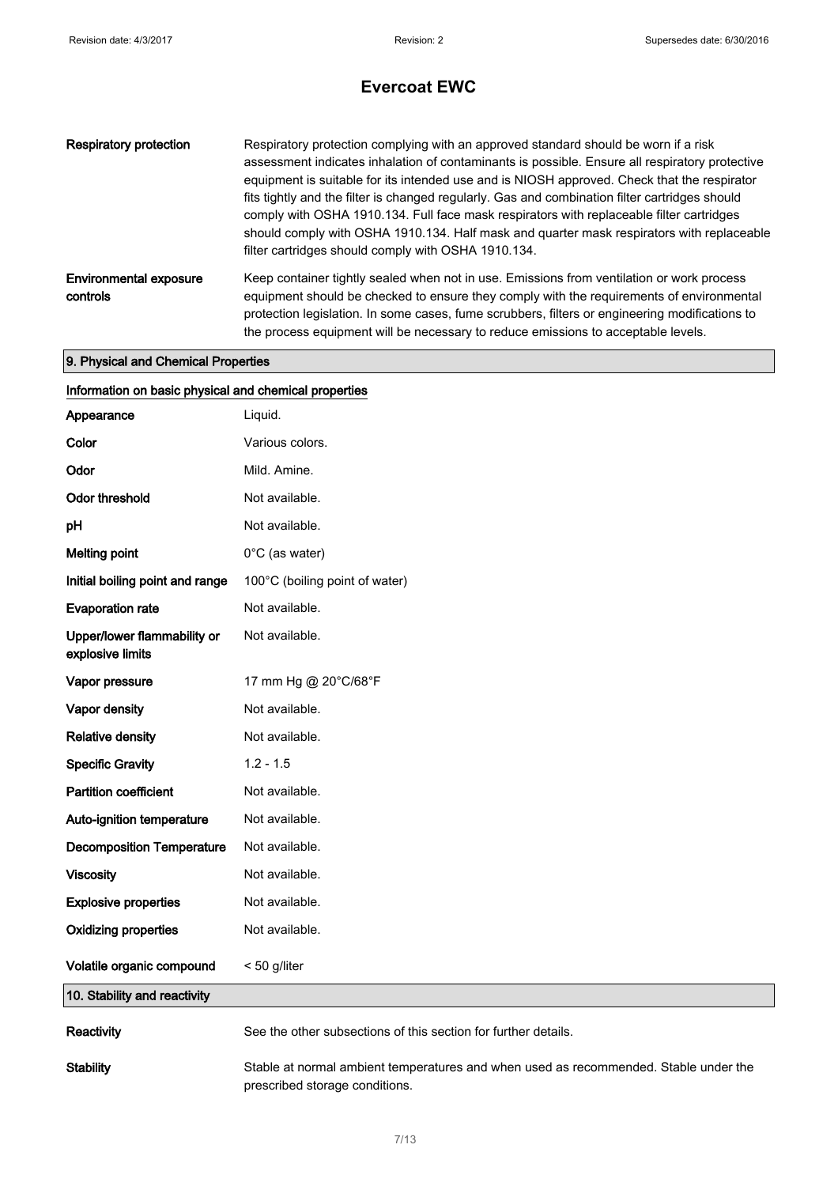| | |
|---|---|
| **Respiratory protection** | Respiratory protection complying with an approved standard should be worn if a risk assessment indicates inhalation of contaminants is possible. Ensure all respiratory protective equipment is suitable for its intended use and is NIOSH approved. Check that the respirator fits tightly and the filter is changed regularly. Gas and combination filter cartridges should comply with OSHA 1910.134. Full face mask respirators with replaceable filter cartridges should comply with OSHA 1910.134. Half mask and quarter mask respirators with replaceable filter cartridges should comply with OSHA 1910.134. |
| **Environmental exposure controls** | Keep container tightly sealed when not in use. Emissions from ventilation or work process equipment should be checked to ensure they comply with the requirements of environmental protection legislation. In some cases, fume scrubbers, filters or engineering modifications to the process equipment will be necessary to reduce emissions to acceptable levels. |

## 9. Physical and Chemical Properties

### Information on basic physical and chemical properties

| | |
|---|---|
| **Appearance** | Liquid. |
| **Color** | Various colors. |
| **Odor** | Mild. Amine. |
| **Odor threshold** | Not available. |
| **pH** | Not available. |
| **Melting point** | 0°C (as water) |
| **Initial boiling point and range** | 100°C (boiling point of water) |
| **Evaporation rate** | Not available. |
| **Upper/lower flammability or explosive limits** | Not available. |
| **Vapor pressure** | 17 mm Hg @ 20°C/68°F |
| **Vapor density** | Not available. |
| **Relative density** | Not available. |
| **Specific Gravity** | 1.2 - 1.5 |
| **Partition coefficient** | Not available. |
| **Auto-ignition temperature** | Not available. |
| **Decomposition Temperature** | Not available. |
| **Viscosity** | Not available. |
| **Explosive properties** | Not available. |
| **Oxidizing properties** | Not available. |
| **Volatile organic compound** | < 50 g/liter |

## 10. Stability and reactivity

| | |
|---|---|
| **Reactivity** | See the other subsections of this section for further details. |
| **Stability** | Stable at normal ambient temperatures and when used as recommended. Stable under the prescribed storage conditions. |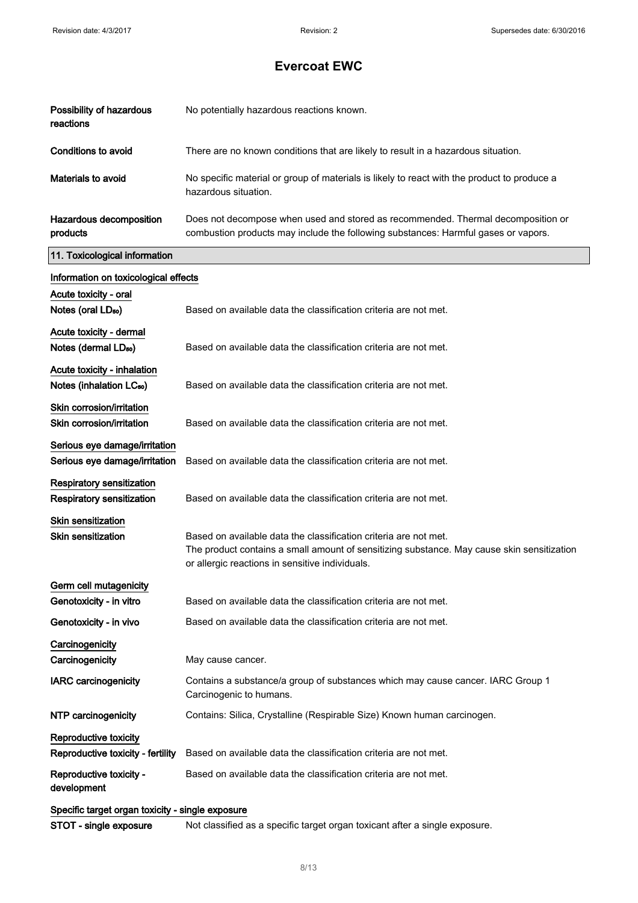| | |
|---|---|
| **Possibility of hazardous reactions** | No potentially hazardous reactions known. |
| **Conditions to avoid** | There are no known conditions that are likely to result in a hazardous situation. |
| **Materials to avoid** | No specific material or group of materials is likely to react with the product to produce a hazardous situation. |
| **Hazardous decomposition products** | Does not decompose when used and stored as recommended. Thermal decomposition or combustion products may include the following substances: Harmful gases or vapors. |

## 11. Toxicological information

**Information on toxicological effects**

**Acute toxicity - oral**

| | |
|---|---|
| **Notes (oral $LD_{50}$)** | Based on available data the classification criteria are not met. |

**Acute toxicity - dermal**

| | |
|---|---|
| **Notes (dermal $LD_{50}$)** | Based on available data the classification criteria are not met. |

**Acute toxicity - inhalation**

| | |
|---|---|
| **Notes (inhalation $LC_{50}$)** | Based on available data the classification criteria are not met. |

**Skin corrosion/irritation**

| | |
|---|---|
| **Skin corrosion/irritation** | Based on available data the classification criteria are not met. |

**Serious eye damage/irritation**

| | |
|---|---|
| **Serious eye damage/irritation** | Based on available data the classification criteria are not met. |

**Respiratory sensitization**

| | |
|---|---|
| **Respiratory sensitization** | Based on available data the classification criteria are not met. |

**Skin sensitization**

| | |
|---|---|
| **Skin sensitization** | Based on available data the classification criteria are not met. The product contains a small amount of sensitizing substance. May cause skin sensitization or allergic reactions in sensitive individuals. |

**Germ cell mutagenicity**

| | |
|---|---|
| **Genotoxicity - in vitro** | Based on available data the classification criteria are not met. |
| **Genotoxicity - in vivo** | Based on available data the classification criteria are not met. |

**Carcinogenicity**

| | |
|---|---|
| **Carcinogenicity** | May cause cancer. |
| **IARC carcinogenicity** | Contains a substance/a group of substances which may cause cancer. IARC Group 1 Carcinogenic to humans. |
| **NTP carcinogenicity** | Contains: Silica, Crystalline (Respirable Size) Known human carcinogen. |

**Reproductive toxicity**

| | |
|---|---|
| **Reproductive toxicity - fertility** | Based on available data the classification criteria are not met. |
| **Reproductive toxicity - development** | Based on available data the classification criteria are not met. |

**Specific target organ toxicity - single exposure**

| | |
|---|---|
| **STOT - single exposure** | Not classified as a specific target organ toxicant after a single exposure. |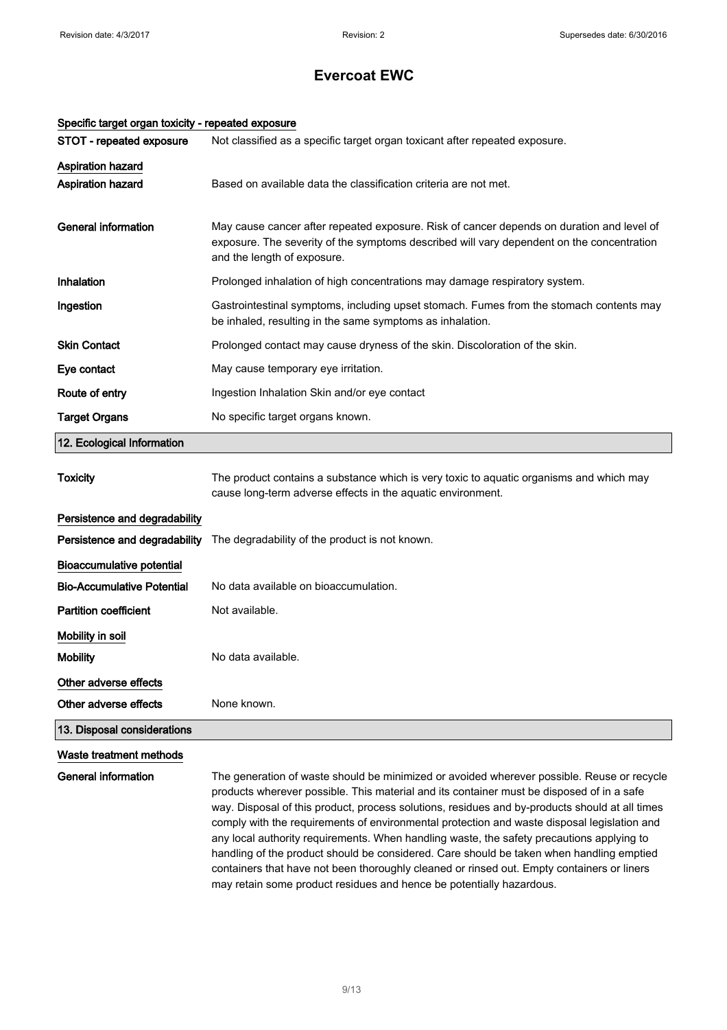### Specific target organ toxicity - repeated exposure

| | |
|---|---|
| **STOT - repeated exposure** | Not classified as a specific target organ toxicant after repeated exposure. |

### Aspiration hazard

| | |
|---|---|
| **Aspiration hazard** | Based on available data the classification criteria are not met. |
| **General information** | May cause cancer after repeated exposure. Risk of cancer depends on duration and level of exposure. The severity of the symptoms described will vary dependent on the concentration and the length of exposure. |
| **Inhalation** | Prolonged inhalation of high concentrations may damage respiratory system. |
| **Ingestion** | Gastrointestinal symptoms, including upset stomach. Fumes from the stomach contents may be inhaled, resulting in the same symptoms as inhalation. |
| **Skin Contact** | Prolonged contact may cause dryness of the skin. Discoloration of the skin. |
| **Eye contact** | May cause temporary eye irritation. |
| **Route of entry** | Ingestion Inhalation Skin and/or eye contact |
| **Target Organs** | No specific target organs known. |

## 12. Ecological Information

| | |
|---|---|
| **Toxicity** | The product contains a substance which is very toxic to aquatic organisms and which may cause long-term adverse effects in the aquatic environment. |

### Persistence and degradability

| | |
|---|---|
| **Persistence and degradability** | The degradability of the product is not known. |

### Bioaccumulative potential

| | |
|---|---|
| **Bio-Accumulative Potential** | No data available on bioaccumulation. |
| **Partition coefficient** | Not available. |

### Mobility in soil

| | |
|---|---|
| **Mobility** | No data available. |

### Other adverse effects

| | |
|---|---|
| **Other adverse effects** | None known. |

## 13. Disposal considerations

### Waste treatment methods

| | |
|---|---|
| **General information** | The generation of waste should be minimized or avoided wherever possible. Reuse or recycle products wherever possible. This material and its container must be disposed of in a safe way. Disposal of this product, process solutions, residues and by-products should at all times comply with the requirements of environmental protection and waste disposal legislation and any local authority requirements. When handling waste, the safety precautions applying to handling of the product should be considered. Care should be taken when handling emptied containers that have not been thoroughly cleaned or rinsed out. Empty containers or liners may retain some product residues and hence be potentially hazardous. |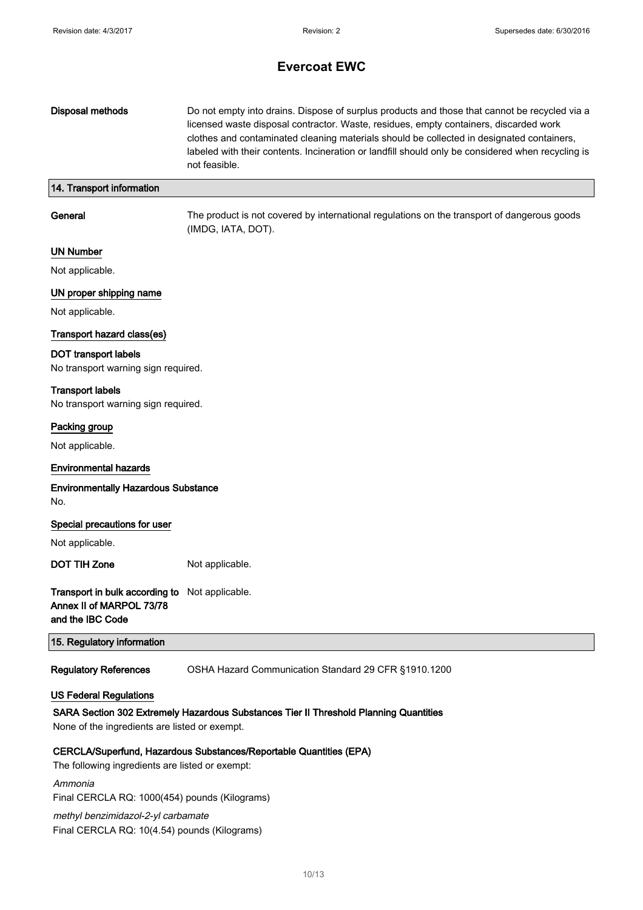**Disposal methods**

Do not empty into drains. Dispose of surplus products and those that cannot be recycled via a licensed waste disposal contractor. Waste, residues, empty containers, discarded work clothes and contaminated cleaning materials should be collected in designated containers, labeled with their contents. Incineration or landfill should only be considered when recycling is not feasible.

## 14. Transport information

**General**

The product is not covered by international regulations on the transport of dangerous goods (IMDG, IATA, DOT).

### UN Number

Not applicable.

### UN proper shipping name

Not applicable.

### Transport hazard class(es)

**DOT transport labels**

No transport warning sign required.

**Transport labels**

No transport warning sign required.

### Packing group

Not applicable.

### Environmental hazards

**Environmentally Hazardous Substance**

No.

### Special precautions for user

Not applicable.

**DOT TIH Zone**

Not applicable.

**Transport in bulk according to Annex II of MARPOL 73/78 and the IBC Code**

Not applicable.

## 15. Regulatory information

**Regulatory References**

OSHA Hazard Communication Standard 29 CFR §1910.1200

### US Federal Regulations

**SARA Section 302 Extremely Hazardous Substances Tier II Threshold Planning Quantities**

None of the ingredients are listed or exempt.

**CERCLA/Superfund, Hazardous Substances/Reportable Quantities (EPA)**

The following ingredients are listed or exempt:

*Ammonia*

Final CERCLA RQ: 1000(454) pounds (Kilograms)

*methyl benzimidazol-2-yl carbamate*

Final CERCLA RQ: 10(4.54) pounds (Kilograms)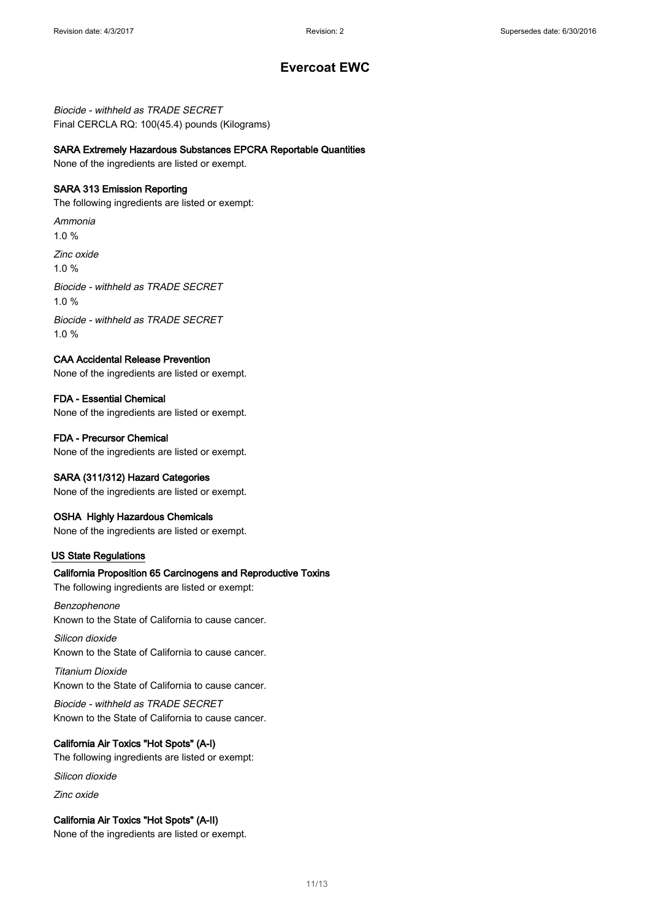*Biocide - withheld as TRADE SECRET*
Final CERCLA RQ: 100(45.4) pounds (Kilograms)

**SARA Extremely Hazardous Substances EPCRA Reportable Quantities**

None of the ingredients are listed or exempt.

**SARA 313 Emission Reporting**

The following ingredients are listed or exempt:

*Ammonia*
1.0 %

*Zinc oxide*
1.0 %

*Biocide - withheld as TRADE SECRET*
1.0 %

*Biocide - withheld as TRADE SECRET*
1.0 %

**CAA Accidental Release Prevention**

None of the ingredients are listed or exempt.

**FDA - Essential Chemical**

None of the ingredients are listed or exempt.

**FDA - Precursor Chemical**

None of the ingredients are listed or exempt.

**SARA (311/312) Hazard Categories**

None of the ingredients are listed or exempt.

**OSHA Highly Hazardous Chemicals**

None of the ingredients are listed or exempt.

**US State Regulations**

**California Proposition 65 Carcinogens and Reproductive Toxins**

The following ingredients are listed or exempt:

*Benzophenone*
Known to the State of California to cause cancer.

*Silicon dioxide*
Known to the State of California to cause cancer.

*Titanium Dioxide*
Known to the State of California to cause cancer.

*Biocide - withheld as TRADE SECRET*
Known to the State of California to cause cancer.

**California Air Toxics "Hot Spots" (A-I)**

The following ingredients are listed or exempt:

*Silicon dioxide*

*Zinc oxide*

**California Air Toxics "Hot Spots" (A-II)**

None of the ingredients are listed or exempt.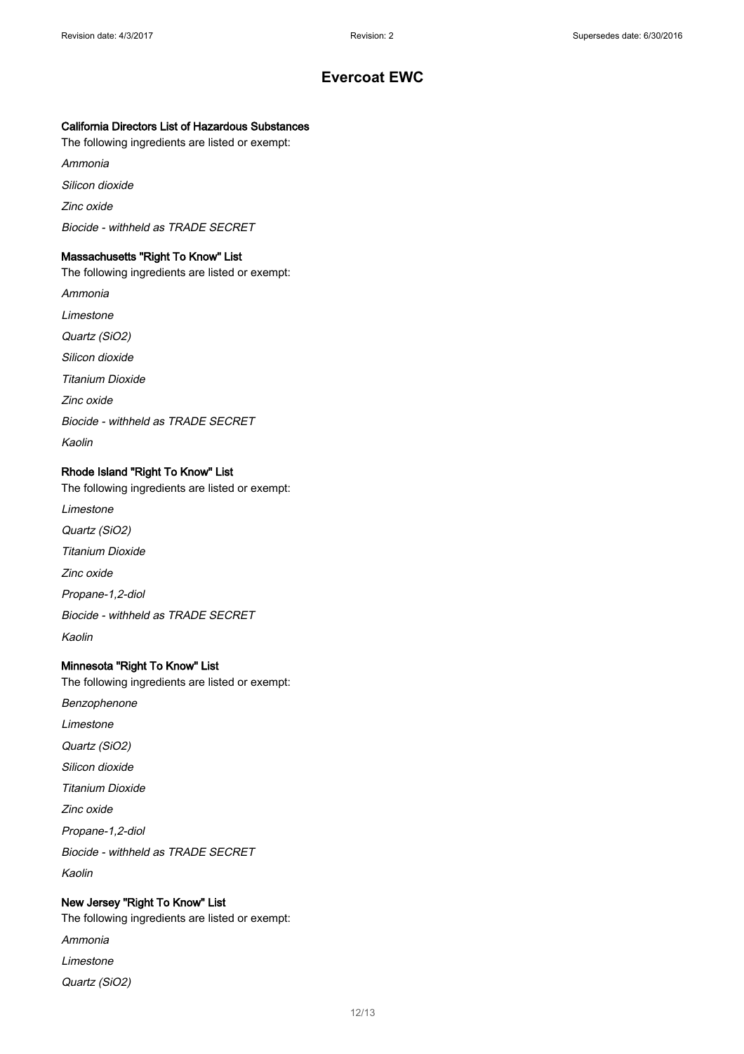#### California Directors List of Hazardous Substances

The following ingredients are listed or exempt:

*Ammonia*

*Silicon dioxide*

*Zinc oxide*

*Biocide - withheld as TRADE SECRET*

#### Massachusetts "Right To Know" List

The following ingredients are listed or exempt:

*Ammonia*

*Limestone*

*Quartz (SiO2)*

*Silicon dioxide*

*Titanium Dioxide*

*Zinc oxide*

*Biocide - withheld as TRADE SECRET*

*Kaolin*

#### Rhode Island "Right To Know" List

The following ingredients are listed or exempt:

*Limestone*

*Quartz (SiO2)*

*Titanium Dioxide*

*Zinc oxide*

*Propane-1,2-diol*

*Biocide - withheld as TRADE SECRET*

*Kaolin*

#### Minnesota "Right To Know" List

The following ingredients are listed or exempt:

*Benzophenone*

*Limestone*

*Quartz (SiO2)*

*Silicon dioxide*

*Titanium Dioxide*

*Zinc oxide*

*Propane-1,2-diol*

*Biocide - withheld as TRADE SECRET*

*Kaolin*

#### New Jersey "Right To Know" List

The following ingredients are listed or exempt:

*Ammonia*

*Limestone*

*Quartz (SiO2)*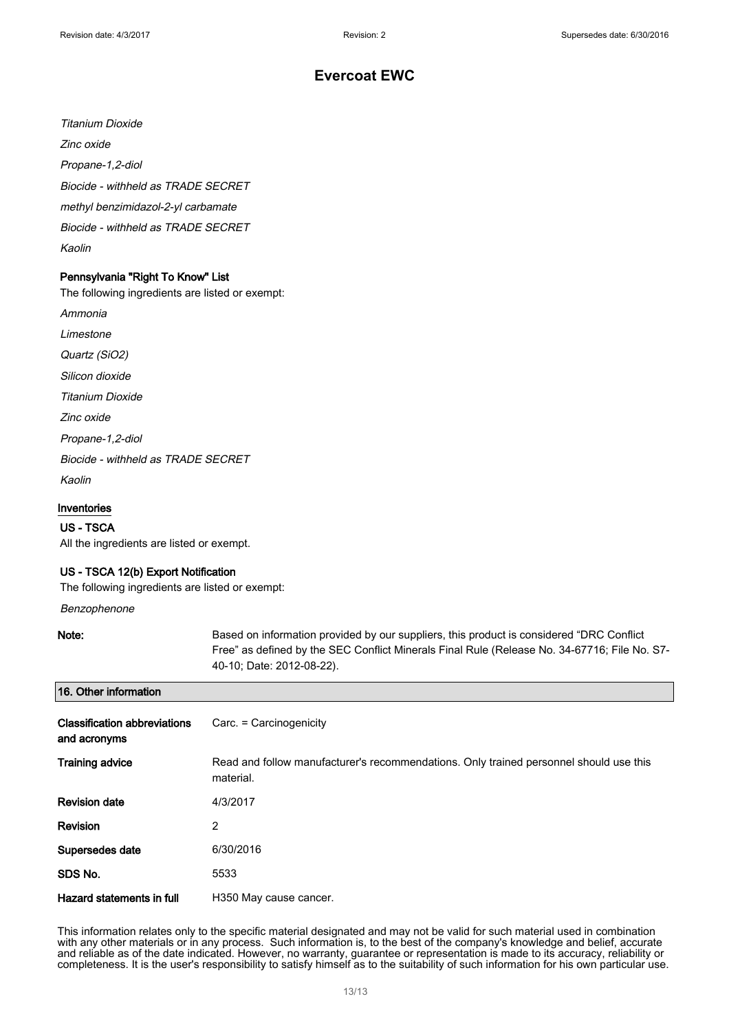*Titanium Dioxide*

*Zinc oxide*

*Propane-1,2-diol*

*Biocide - withheld as TRADE SECRET*

*methyl benzimidazol-2-yl carbamate*

*Biocide - withheld as TRADE SECRET*

*Kaolin*

### Pennsylvania "Right To Know" List

The following ingredients are listed or exempt:

*Ammonia*

*Limestone*

*Quartz (SiO2)*

*Silicon dioxide*

*Titanium Dioxide*

*Zinc oxide*

*Propane-1,2-diol*

*Biocide - withheld as TRADE SECRET*

*Kaolin*

### Inventories

#### US - TSCA

All the ingredients are listed or exempt.

#### US - TSCA 12(b) Export Notification

The following ingredients are listed or exempt:

*Benzophenone*

**Note:** Based on information provided by our suppliers, this product is considered “DRC Conflict Free” as defined by the SEC Conflict Minerals Final Rule (Release No. 34-67716; File No. S7-40-10; Date: 2012-08-22).

## 16. Other information

| | |
|---|---|
| **Classification abbreviations and acronyms** | Carc. = Carcinogenicity |
| **Training advice** | Read and follow manufacturer's recommendations. Only trained personnel should use this material. |
| **Revision date** | 4/3/2017 |
| **Revision** | 2 |
| **Supersedes date** | 6/30/2016 |
| **SDS No.** | 5533 |
| **Hazard statements in full** | H350 May cause cancer. |

This information relates only to the specific material designated and may not be valid for such material used in combination with any other materials or in any process. Such information is, to the best of the company's knowledge and belief, accurate and reliable as of the date indicated. However, no warranty, guarantee or representation is made to its accuracy, reliability or completeness. It is the user's responsibility to satisfy himself as to the suitability of such information for his own particular use.